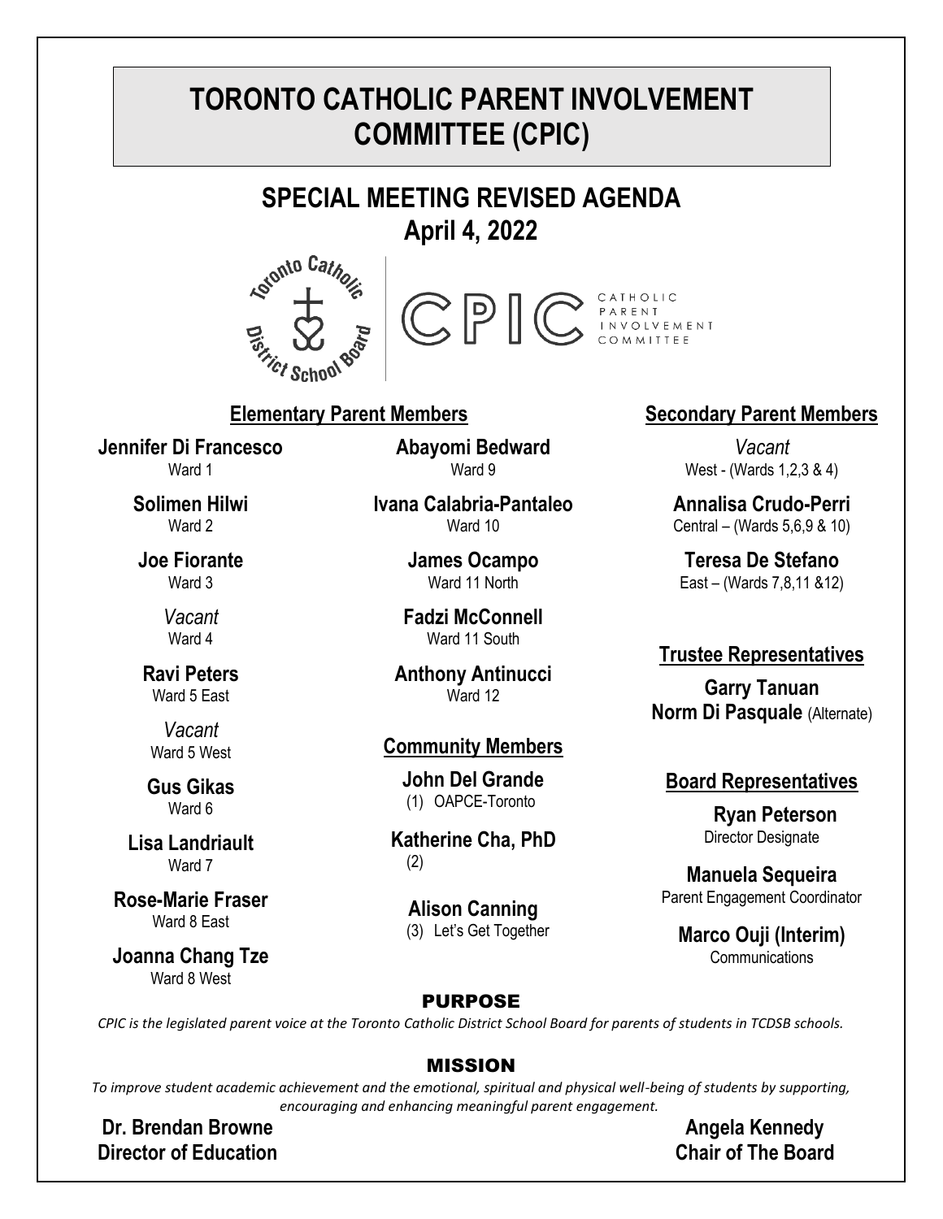# TORONTO CATHOLIC PARENT INVOLVEMENT COMMITTEE (CPIC)

## SPECIAL MEETING REVISED AGENDA
## April 4, 2022

CPIC CATHOLIC PARENT INVOLVEMENT COMMITTEE

### Elementary Parent Members

**Jennifer Di Francesco**
Ward 1

**Solimen Hilwi**
Ward 2

**Joe Fiorante**
Ward 3

*Vacant*
Ward 4

**Ravi Peters**
Ward 5 East

*Vacant*
Ward 5 West

**Gus Gikas**
Ward 6

**Lisa Landriault**
Ward 7

**Rose-Marie Fraser**
Ward 8 East

**Joanna Chang Tze**
Ward 8 West

**Abayomi Bedward**
Ward 9

**Ivana Calabria-Pantaleo**
Ward 10

**James Ocampo**
Ward 11 North

**Fadzi McConnell**
Ward 11 South

**Anthony Antinucci**
Ward 12

### Community Members

**John Del Grande**
(1) OAPCE-Toronto

**Katherine Cha, PhD**
(2)

**Alison Canning**
(3) Let's Get Together

### Secondary Parent Members

*Vacant*
West - (Wards 1,2,3 & 4)

**Annalisa Crudo-Perri**
Central – (Wards 5,6,9 & 10)

**Teresa De Stefano**
East – (Wards 7,8,11 &12)

### Trustee Representatives

**Garry Tanuan**
**Norm Di Pasquale** (Alternate)

### Board Representatives

**Ryan Peterson**
Director Designate

**Manuela Sequeira**
Parent Engagement Coordinator

**Marco Ouji (Interim)**
Communications

### PURPOSE

*CPIC is the legislated parent voice at the Toronto Catholic District School Board for parents of students in TCDSB schools.*

### MISSION

*To improve student academic achievement and the emotional, spiritual and physical well-being of students by supporting, encouraging and enhancing meaningful parent engagement.*

**Dr. Brendan Browne**
**Director of Education**

**Angela Kennedy**
**Chair of The Board**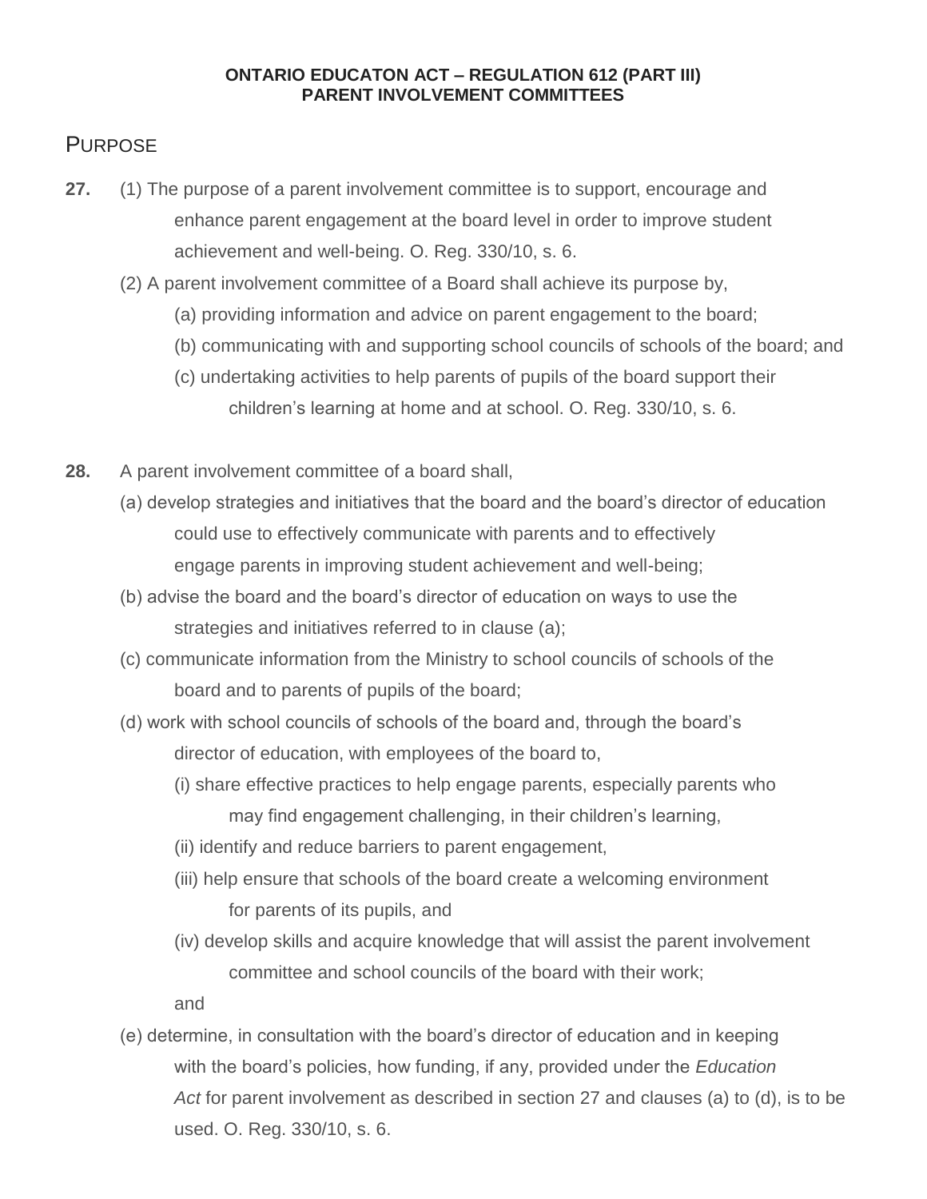**ONTARIO EDUCATON ACT – REGULATION 612 (PART III)**
**PARENT INVOLVEMENT COMMITTEES**

## PURPOSE

**27.** (1) The purpose of a parent involvement committee is to support, encourage and enhance parent engagement at the board level in order to improve student achievement and well-being. O. Reg. 330/10, s. 6.

(2) A parent involvement committee of a Board shall achieve its purpose by,

(a) providing information and advice on parent engagement to the board;

(b) communicating with and supporting school councils of schools of the board; and

(c) undertaking activities to help parents of pupils of the board support their children's learning at home and at school. O. Reg. 330/10, s. 6.

**28.** A parent involvement committee of a board shall,

(a) develop strategies and initiatives that the board and the board's director of education could use to effectively communicate with parents and to effectively engage parents in improving student achievement and well-being;

(b) advise the board and the board's director of education on ways to use the strategies and initiatives referred to in clause (a);

(c) communicate information from the Ministry to school councils of schools of the board and to parents of pupils of the board;

(d) work with school councils of schools of the board and, through the board's director of education, with employees of the board to,

(i) share effective practices to help engage parents, especially parents who may find engagement challenging, in their children's learning,

(ii) identify and reduce barriers to parent engagement,

(iii) help ensure that schools of the board create a welcoming environment for parents of its pupils, and

(iv) develop skills and acquire knowledge that will assist the parent involvement committee and school councils of the board with their work;

and

(e) determine, in consultation with the board's director of education and in keeping with the board's policies, how funding, if any, provided under the *Education Act* for parent involvement as described in section 27 and clauses (a) to (d), is to be used. O. Reg. 330/10, s. 6.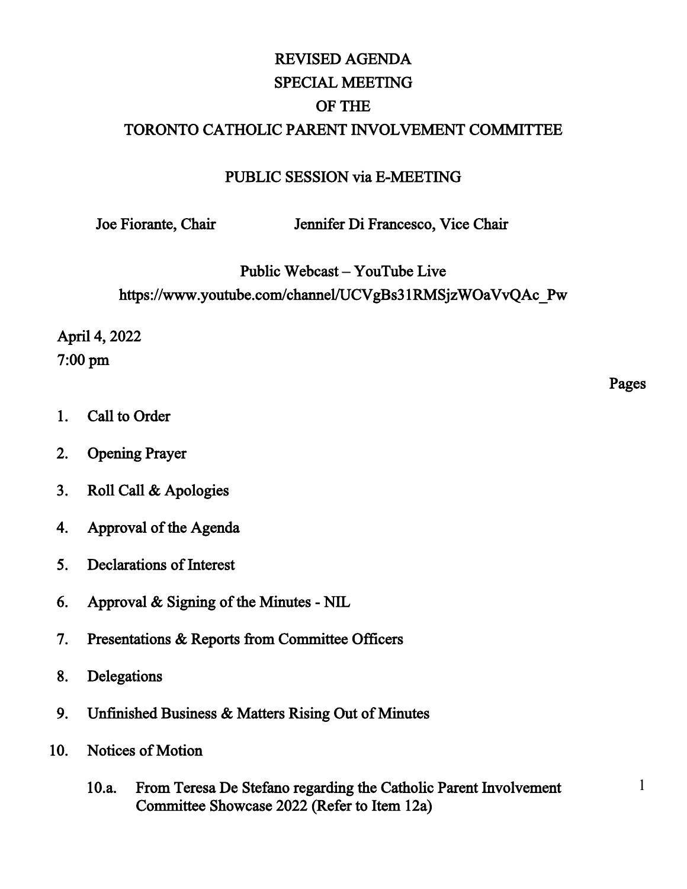# REVISED AGENDA
# SPECIAL MEETING
# OF THE
# TORONTO CATHOLIC PARENT INVOLVEMENT COMMITTEE

## PUBLIC SESSION via E-MEETING

Joe Fiorante, Chair — Jennifer Di Francesco, Vice Chair

Public Webcast – YouTube Live
https://www.youtube.com/channel/UCVgBs31RMSjzWOaVvQAc_Pw

April 4, 2022
7:00 pm

Pages

1. Call to Order
2. Opening Prayer
3. Roll Call & Apologies
4. Approval of the Agenda
5. Declarations of Interest
6. Approval & Signing of the Minutes - NIL
7. Presentations & Reports from Committee Officers
8. Delegations
9. Unfinished Business & Matters Rising Out of Minutes
10. Notices of Motion
    - 10.a. From Teresa De Stefano regarding the Catholic Parent Involvement Committee Showcase 2022 (Refer to Item 12a) — 1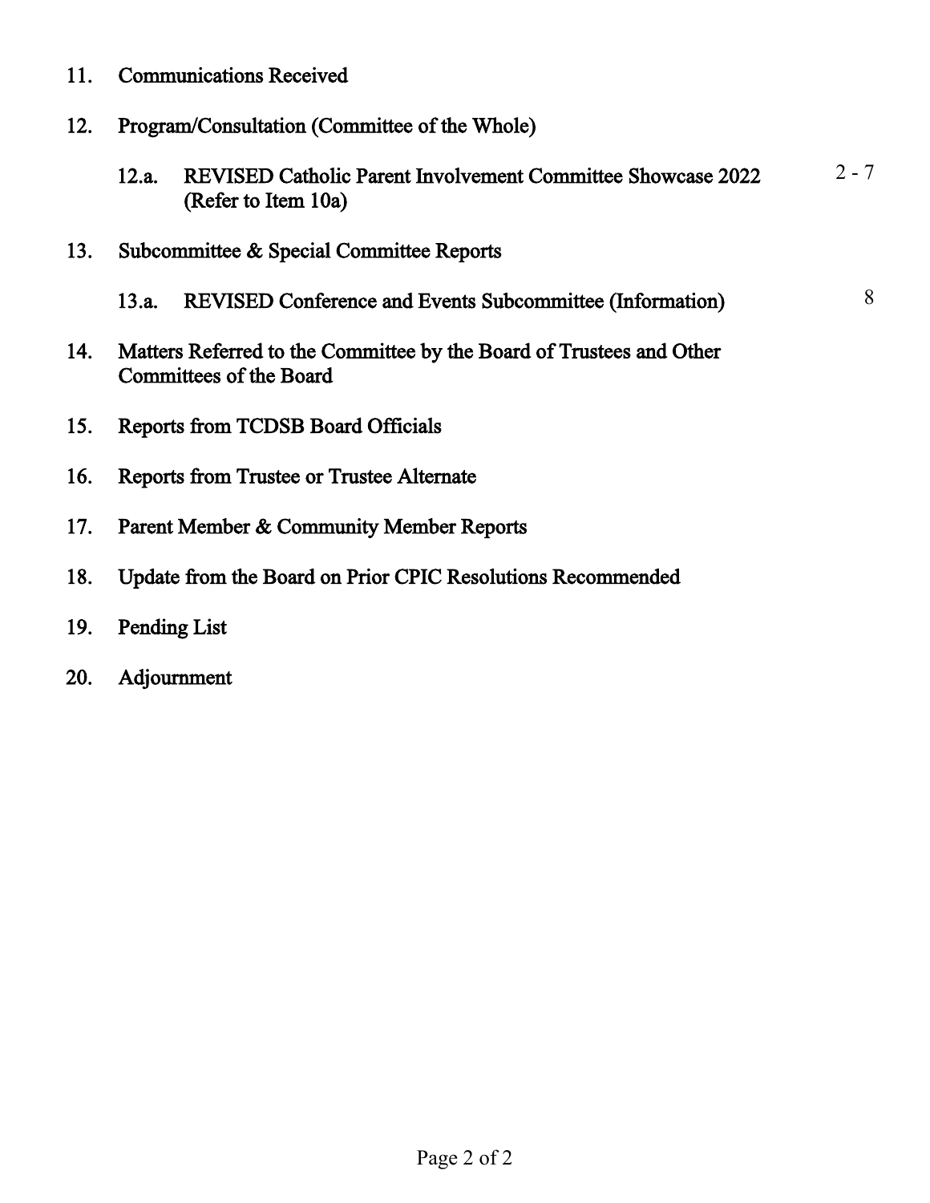11. Communications Received

12. Program/Consultation (Committee of the Whole)

    12.a. REVISED Catholic Parent Involvement Committee Showcase 2022 (Refer to Item 10a) — 2 - 7

13. Subcommittee & Special Committee Reports

    13.a. REVISED Conference and Events Subcommittee (Information) — 8

14. Matters Referred to the Committee by the Board of Trustees and Other Committees of the Board

15. Reports from TCDSB Board Officials

16. Reports from Trustee or Trustee Alternate

17. Parent Member & Community Member Reports

18. Update from the Board on Prior CPIC Resolutions Recommended

19. Pending List

20. Adjournment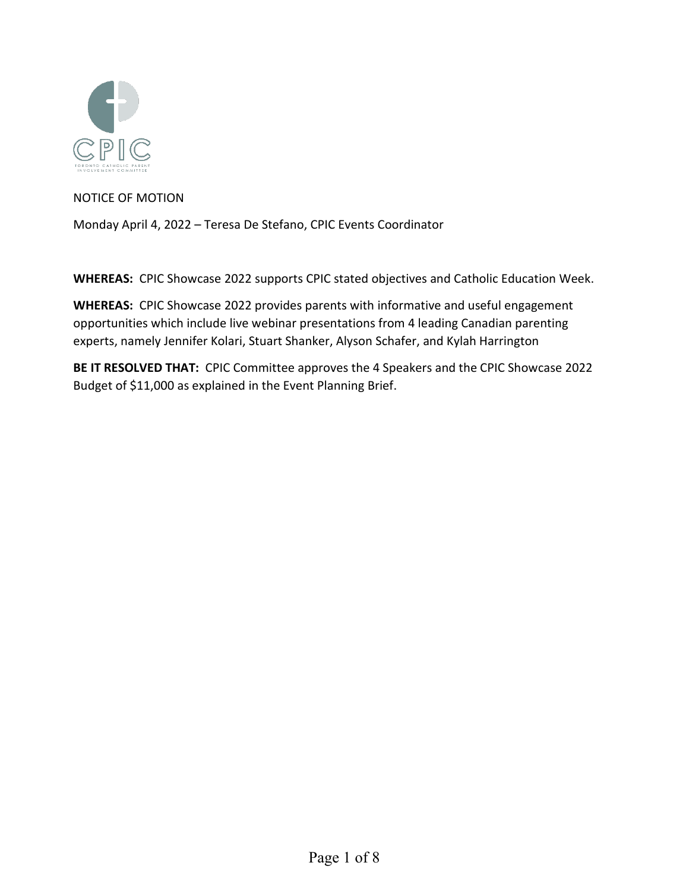NOTICE OF MOTION

Monday April 4, 2022 – Teresa De Stefano, CPIC Events Coordinator

**WHEREAS:** CPIC Showcase 2022 supports CPIC stated objectives and Catholic Education Week.

**WHEREAS:** CPIC Showcase 2022 provides parents with informative and useful engagement opportunities which include live webinar presentations from 4 leading Canadian parenting experts, namely Jennifer Kolari, Stuart Shanker, Alyson Schafer, and Kylah Harrington

**BE IT RESOLVED THAT:** CPIC Committee approves the 4 Speakers and the CPIC Showcase 2022 Budget of $11,000 as explained in the Event Planning Brief.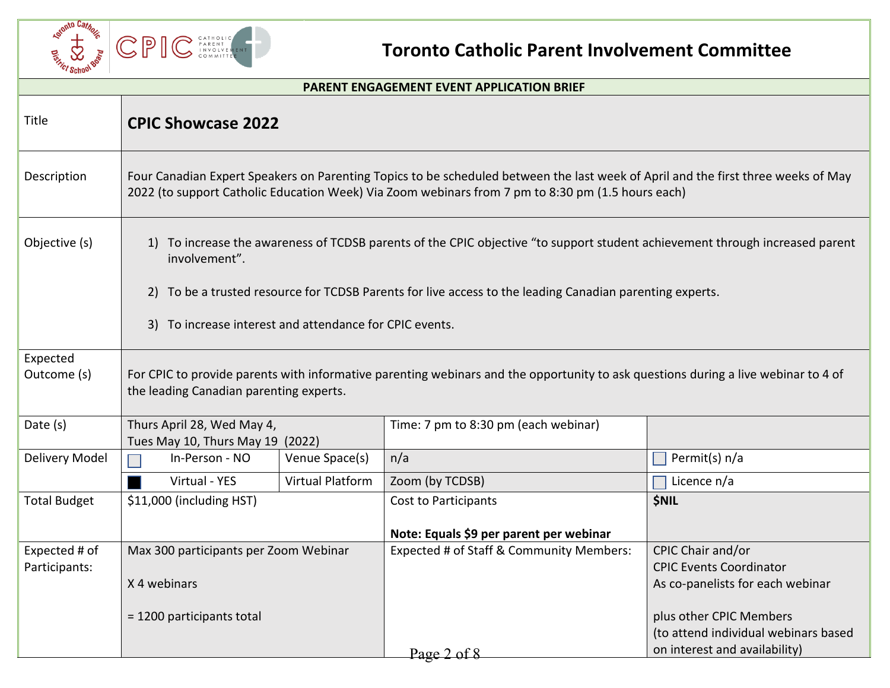# Toronto Catholic Parent Involvement Committee

## PARENT ENGAGEMENT EVENT APPLICATION BRIEF

| | | | | | |
|---|---|---|---|---|---|
| Title | **CPIC Showcase 2022** | | | | |
| Description | Four Canadian Expert Speakers on Parenting Topics to be scheduled between the last week of April and the first three weeks of May 2022 (to support Catholic Education Week) Via Zoom webinars from 7 pm to 8:30 pm (1.5 hours each) | | | | |
| Objective (s) | 1) To increase the awareness of TCDSB parents of the CPIC objective "to support student achievement through increased parent involvement".<br><br>2) To be a trusted resource for TCDSB Parents for live access to the leading Canadian parenting experts.<br><br>3) To increase interest and attendance for CPIC events. | | | | |
| Expected Outcome (s) | For CPIC to provide parents with informative parenting webinars and the opportunity to ask questions during a live webinar to 4 of the leading Canadian parenting experts. | | | | |
| Date (s) | Thurs April 28, Wed May 4, Tues May 10, Thurs May 19 (2022) | | Time: 7 pm to 8:30 pm (each webinar) | | |
| Delivery Model | ☐ In-Person - NO | Venue Space(s) | n/a | ☐ Permit(s) n/a | |
| | ■ Virtual - YES | Virtual Platform | Zoom (by TCDSB) | ☐ Licence n/a | |
| Total Budget | $11,000 (including HST) | | Cost to Participants<br><br>**Note: Equals $9 per parent per webinar** | **$NIL** | |
| Expected # of Participants: | Max 300 participants per Zoom Webinar<br><br>X 4 webinars<br><br>= 1200 participants total | | Expected # of Staff & Community Members: | CPIC Chair and/or CPIC Events Coordinator As co-panelists for each webinar<br><br>plus other CPIC Members (to attend individual webinars based on interest and availability) | |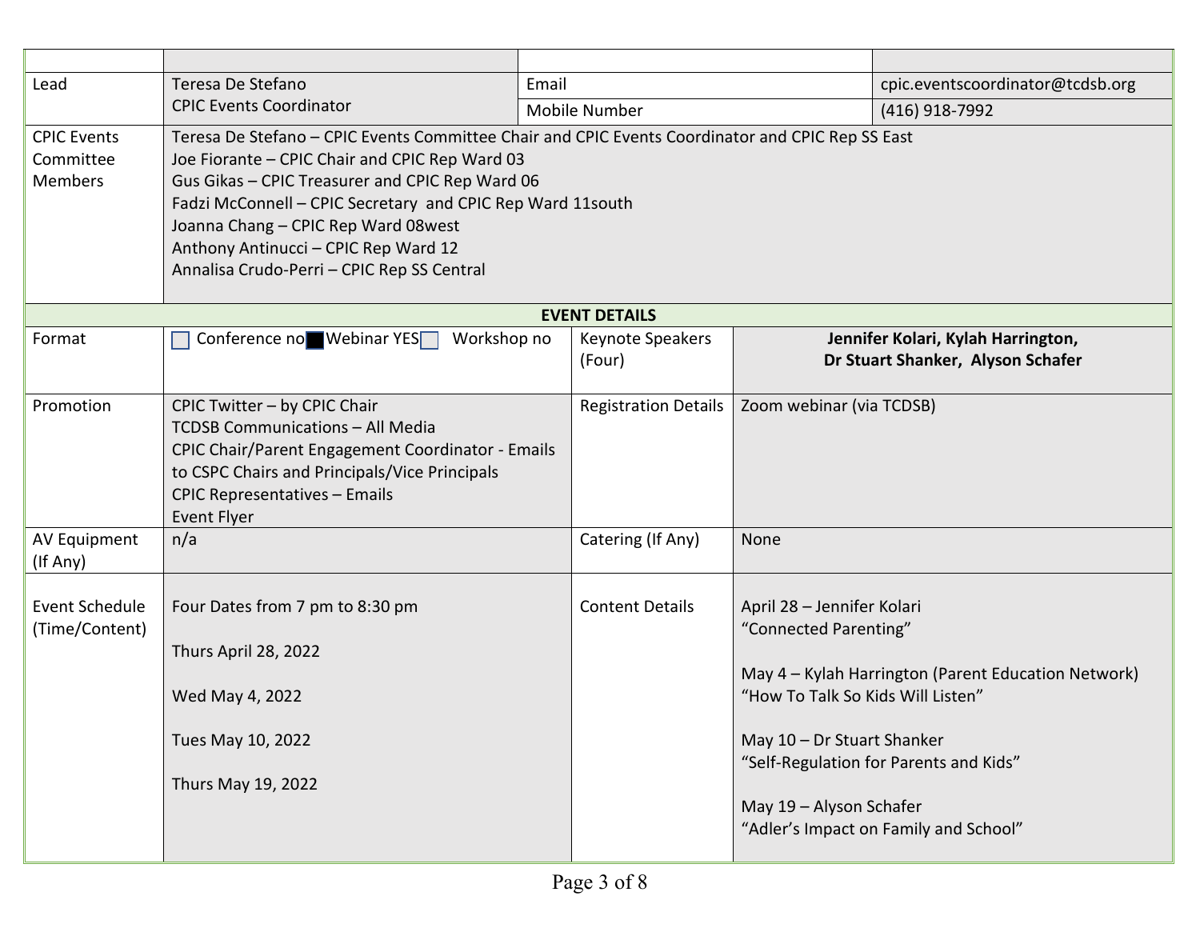| | | | |
|---|---|---|---|
| Lead | Teresa De Stefano<br>CPIC Events Coordinator | Email | cpic.eventscoordinator@tcdsb.org |
| | | Mobile Number | (416) 918-7992 |
| CPIC Events Committee Members | Teresa De Stefano – CPIC Events Committee Chair and CPIC Events Coordinator and CPIC Rep SS East<br>Joe Fiorante – CPIC Chair and CPIC Rep Ward 03<br>Gus Gikas – CPIC Treasurer and CPIC Rep Ward 06<br>Fadzi McConnell – CPIC Secretary and CPIC Rep Ward 11south<br>Joanna Chang – CPIC Rep Ward 08west<br>Anthony Antinucci – CPIC Rep Ward 12<br>Annalisa Crudo-Perri – CPIC Rep SS Central | | |

| **EVENT DETAILS** | | | |
|---|---|---|---|
| Format | ☐ Conference no ■ Webinar YES ☐ Workshop no | Keynote Speakers (Four) | **Jennifer Kolari, Kylah Harrington, Dr Stuart Shanker, Alyson Schafer** |
| Promotion | CPIC Twitter – by CPIC Chair<br>TCDSB Communications – All Media<br>CPIC Chair/Parent Engagement Coordinator - Emails to CSPC Chairs and Principals/Vice Principals<br>CPIC Representatives – Emails<br>Event Flyer | Registration Details | Zoom webinar (via TCDSB) |
| AV Equipment (If Any) | n/a | Catering (If Any) | None |
| Event Schedule (Time/Content) | Four Dates from 7 pm to 8:30 pm<br><br>Thurs April 28, 2022<br><br>Wed May 4, 2022<br><br>Tues May 10, 2022<br><br>Thurs May 19, 2022 | Content Details | April 28 – Jennifer Kolari<br>“Connected Parenting”<br><br>May 4 – Kylah Harrington (Parent Education Network)<br>“How To Talk So Kids Will Listen”<br><br>May 10 – Dr Stuart Shanker<br>“Self-Regulation for Parents and Kids”<br><br>May 19 – Alyson Schafer<br>“Adler’s Impact on Family and School” |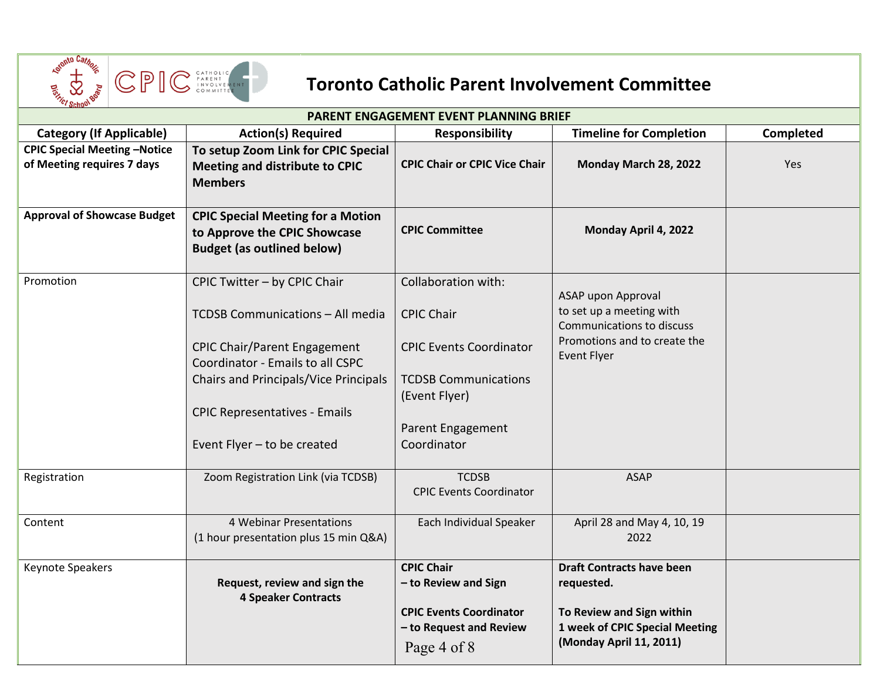# Toronto Catholic Parent Involvement Committee

| PARENT ENGAGEMENT EVENT PLANNING BRIEF | | | | |
|---|---|---|---|---|
| **Category (If Applicable)** | **Action(s) Required** | **Responsibility** | **Timeline for Completion** | **Completed** |
| **CPIC Special Meeting –Notice of Meeting requires 7 days** | **To setup Zoom Link for CPIC Special Meeting and distribute to CPIC Members** | **CPIC Chair or CPIC Vice Chair** | **Monday March 28, 2022** | Yes |
| **Approval of Showcase Budget** | **CPIC Special Meeting for a Motion to Approve the CPIC Showcase Budget (as outlined below)** | **CPIC Committee** | **Monday April 4, 2022** | |
| Promotion | CPIC Twitter – by CPIC Chair<br><br>TCDSB Communications – All media<br><br>CPIC Chair/Parent Engagement Coordinator - Emails to all CSPC Chairs and Principals/Vice Principals<br><br>CPIC Representatives - Emails<br><br>Event Flyer – to be created | Collaboration with:<br><br>CPIC Chair<br><br>CPIC Events Coordinator<br><br>TCDSB Communications (Event Flyer)<br><br>Parent Engagement Coordinator | ASAP upon Approval to set up a meeting with Communications to discuss Promotions and to create the Event Flyer | |
| Registration | Zoom Registration Link (via TCDSB) | TCDSB<br>CPIC Events Coordinator | ASAP | |
| Content | 4 Webinar Presentations<br>(1 hour presentation plus 15 min Q&A) | Each Individual Speaker | April 28 and May 4, 10, 19 2022 | |
| Keynote Speakers | **Request, review and sign the 4 Speaker Contracts** | **CPIC Chair – to Review and Sign**<br><br>**CPIC Events Coordinator – to Request and Review** | **Draft Contracts have been requested.**<br><br>**To Review and Sign within 1 week of CPIC Special Meeting (Monday April 11, 2011)** | |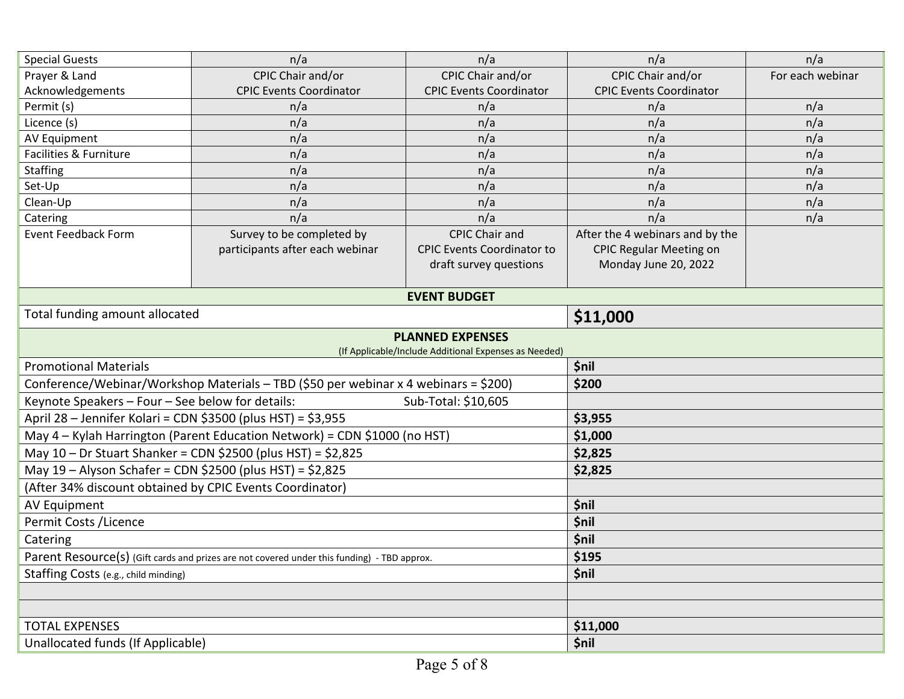| | | | | |
|---|---|---|---|---|
| Special Guests | n/a | n/a | n/a | n/a |
| Prayer & Land Acknowledgements | CPIC Chair and/or CPIC Events Coordinator | CPIC Chair and/or CPIC Events Coordinator | CPIC Chair and/or CPIC Events Coordinator | For each webinar |
| Permit (s) | n/a | n/a | n/a | n/a |
| Licence (s) | n/a | n/a | n/a | n/a |
| AV Equipment | n/a | n/a | n/a | n/a |
| Facilities & Furniture | n/a | n/a | n/a | n/a |
| Staffing | n/a | n/a | n/a | n/a |
| Set-Up | n/a | n/a | n/a | n/a |
| Clean-Up | n/a | n/a | n/a | n/a |
| Catering | n/a | n/a | n/a | n/a |
| Event Feedback Form | Survey to be completed by participants after each webinar | CPIC Chair and CPIC Events Coordinator to draft survey questions | After the 4 webinars and by the CPIC Regular Meeting on Monday June 20, 2022 | |

| **EVENT BUDGET** | |
|---|---|
| Total funding amount allocated | **$11,000** |
| **PLANNED EXPENSES** (If Applicable/Include Additional Expenses as Needed) | |
| Promotional Materials | **$nil** |
| Conference/Webinar/Workshop Materials – TBD ($50 per webinar x 4 webinars = $200) | **$200** |
| Keynote Speakers – Four – See below for details: Sub-Total: $10,605 | |
| April 28 – Jennifer Kolari = CDN $3500 (plus HST) = $3,955 | **$3,955** |
| May 4 – Kylah Harrington (Parent Education Network) = CDN $1000 (no HST) | **$1,000** |
| May 10 – Dr Stuart Shanker = CDN $2500 (plus HST) = $2,825 | **$2,825** |
| May 19 – Alyson Schafer = CDN $2500 (plus HST) = $2,825 | **$2,825** |
| (After 34% discount obtained by CPIC Events Coordinator) | |
| AV Equipment | **$nil** |
| Permit Costs /Licence | **$nil** |
| Catering | **$nil** |
| Parent Resource(s) (Gift cards and prizes are not covered under this funding) - TBD approx. | **$195** |
| Staffing Costs (e.g., child minding) | **$nil** |
| | |
| | |
| TOTAL EXPENSES | **$11,000** |
| Unallocated funds (If Applicable) | **$nil** |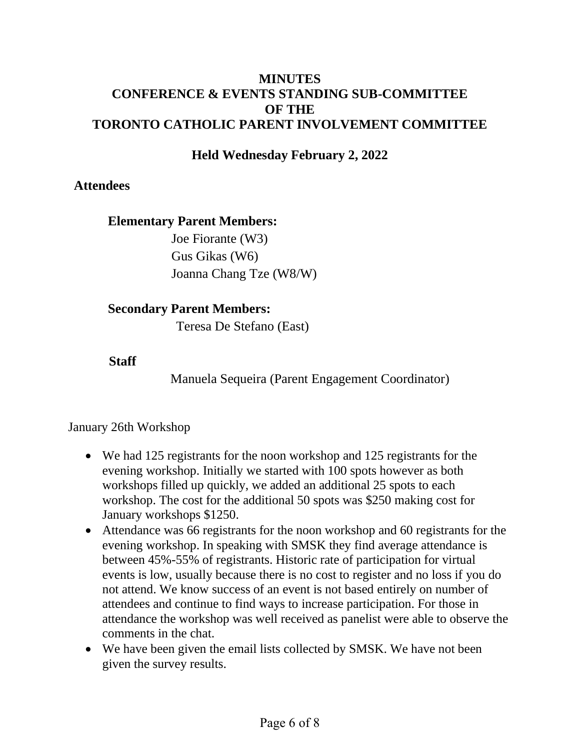# MINUTES
# CONFERENCE & EVENTS STANDING SUB-COMMITTEE
# OF THE
# TORONTO CATHOLIC PARENT INVOLVEMENT COMMITTEE

## Held Wednesday February 2, 2022

### Attendees

**Elementary Parent Members:**

Joe Fiorante (W3)
Gus Gikas (W6)
Joanna Chang Tze (W8/W)

**Secondary Parent Members:**

Teresa De Stefano (East)

**Staff**

Manuela Sequeira (Parent Engagement Coordinator)

January 26th Workshop

- We had 125 registrants for the noon workshop and 125 registrants for the evening workshop. Initially we started with 100 spots however as both workshops filled up quickly, we added an additional 25 spots to each workshop. The cost for the additional 50 spots was $250 making cost for January workshops $1250.
- Attendance was 66 registrants for the noon workshop and 60 registrants for the evening workshop. In speaking with SMSK they find average attendance is between 45%-55% of registrants. Historic rate of participation for virtual events is low, usually because there is no cost to register and no loss if you do not attend. We know success of an event is not based entirely on number of attendees and continue to find ways to increase participation. For those in attendance the workshop was well received as panelist were able to observe the comments in the chat.
- We have been given the email lists collected by SMSK. We have not been given the survey results.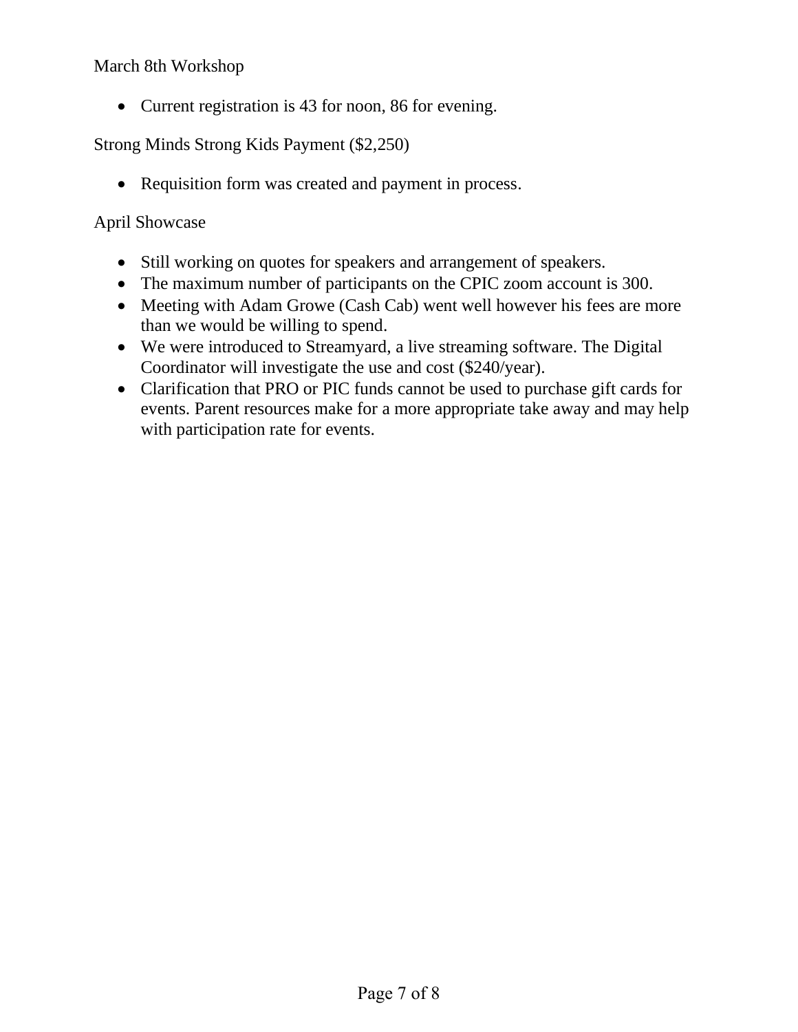March 8th Workshop

- Current registration is 43 for noon, 86 for evening.

Strong Minds Strong Kids Payment ($2,250)

- Requisition form was created and payment in process.

April Showcase

- Still working on quotes for speakers and arrangement of speakers.
- The maximum number of participants on the CPIC zoom account is 300.
- Meeting with Adam Growe (Cash Cab) went well however his fees are more than we would be willing to spend.
- We were introduced to Streamyard, a live streaming software. The Digital Coordinator will investigate the use and cost ($240/year).
- Clarification that PRO or PIC funds cannot be used to purchase gift cards for events. Parent resources make for a more appropriate take away and may help with participation rate for events.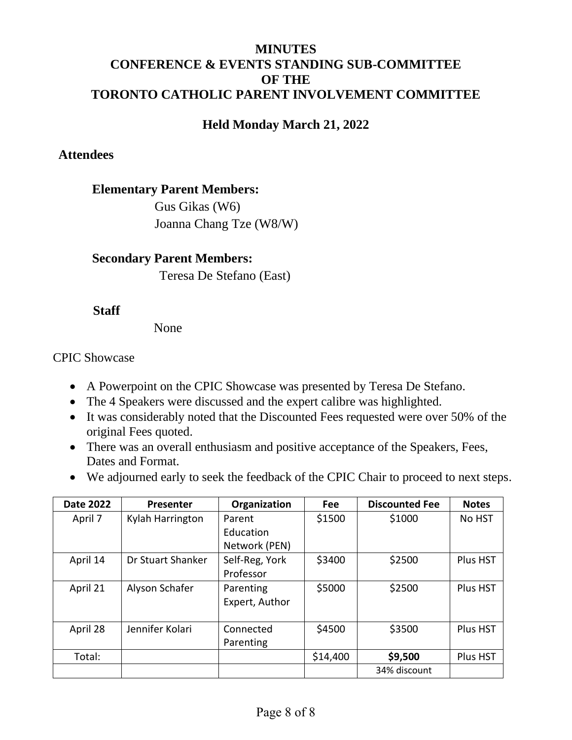# MINUTES
# CONFERENCE & EVENTS STANDING SUB-COMMITTEE
# OF THE
# TORONTO CATHOLIC PARENT INVOLVEMENT COMMITTEE

## Held Monday March 21, 2022

### Attendees

**Elementary Parent Members:**

Gus Gikas (W6)
Joanna Chang Tze (W8/W)

**Secondary Parent Members:**

Teresa De Stefano (East)

**Staff**

None

CPIC Showcase

- A Powerpoint on the CPIC Showcase was presented by Teresa De Stefano.
- The 4 Speakers were discussed and the expert calibre was highlighted.
- It was considerably noted that the Discounted Fees requested were over 50% of the original Fees quoted.
- There was an overall enthusiasm and positive acceptance of the Speakers, Fees, Dates and Format.
- We adjourned early to seek the feedback of the CPIC Chair to proceed to next steps.

| Date 2022 | Presenter | Organization | Fee | Discounted Fee | Notes |
|---|---|---|---|---|---|
| April 7 | Kylah Harrington | Parent Education Network (PEN) | $1500 | $1000 | No HST |
| April 14 | Dr Stuart Shanker | Self-Reg, York Professor | $3400 | $2500 | Plus HST |
| April 21 | Alyson Schafer | Parenting Expert, Author | $5000 | $2500 | Plus HST |
| April 28 | Jennifer Kolari | Connected Parenting | $4500 | $3500 | Plus HST |
| Total: | | | $14,400 | **$9,500** | Plus HST |
| | | | | 34% discount | |